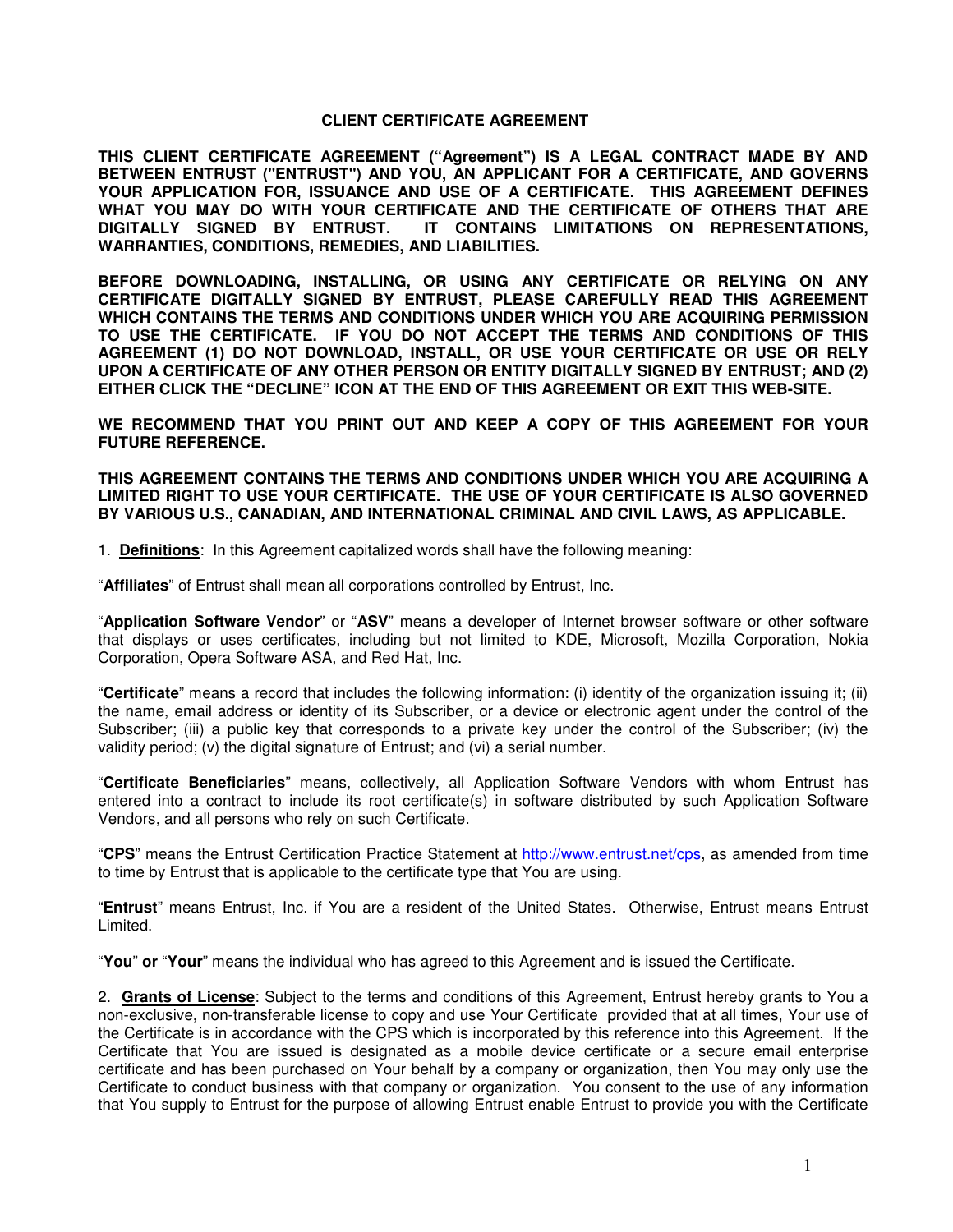# CLIENT CERTIFICATE AGREEMENT

**THIS CLIENT CERTIFICATE AGREEMENT ("Agreement") IS A LEGAL CONTRACT MADE BY AND BETWEEN ENTRUST ("ENTRUST") AND YOU, AN APPLICANT FOR A CERTIFICATE, AND GOVERNS YOUR APPLICATION FOR, ISSUANCE AND USE OF A CERTIFICATE. THIS AGREEMENT DEFINES WHAT YOU MAY DO WITH YOUR CERTIFICATE AND THE CERTIFICATE OF OTHERS THAT ARE DIGITALLY SIGNED BY ENTRUST. IT CONTAINS LIMITATIONS ON REPRESENTATIONS, WARRANTIES, CONDITIONS, REMEDIES, AND LIABILITIES.**

**BEFORE DOWNLOADING, INSTALLING, OR USING ANY CERTIFICATE OR RELYING ON ANY CERTIFICATE DIGITALLY SIGNED BY ENTRUST, PLEASE CAREFULLY READ THIS AGREEMENT WHICH CONTAINS THE TERMS AND CONDITIONS UNDER WHICH YOU ARE ACQUIRING PERMISSION TO USE THE CERTIFICATE. IF YOU DO NOT ACCEPT THE TERMS AND CONDITIONS OF THIS AGREEMENT (1) DO NOT DOWNLOAD, INSTALL, OR USE YOUR CERTIFICATE OR USE OR RELY UPON A CERTIFICATE OF ANY OTHER PERSON OR ENTITY DIGITALLY SIGNED BY ENTRUST; AND (2) EITHER CLICK THE "DECLINE" ICON AT THE END OF THIS AGREEMENT OR EXIT THIS WEB-SITE.**

**WE RECOMMEND THAT YOU PRINT OUT AND KEEP A COPY OF THIS AGREEMENT FOR YOUR FUTURE REFERENCE.**

**THIS AGREEMENT CONTAINS THE TERMS AND CONDITIONS UNDER WHICH YOU ARE ACQUIRING A LIMITED RIGHT TO USE YOUR CERTIFICATE. THE USE OF YOUR CERTIFICATE IS ALSO GOVERNED BY VARIOUS U.S., CANADIAN, AND INTERNATIONAL CRIMINAL AND CIVIL LAWS, AS APPLICABLE.**

1. **Definitions**: In this Agreement capitalized words shall have the following meaning:

"**Affiliates**" of Entrust shall mean all corporations controlled by Entrust, Inc.

"**Application Software Vendor**" or "**ASV**" means a developer of Internet browser software or other software that displays or uses certificates, including but not limited to KDE, Microsoft, Mozilla Corporation, Nokia Corporation, Opera Software ASA, and Red Hat, Inc.

"**Certificate**" means a record that includes the following information: (i) identity of the organization issuing it; (ii) the name, email address or identity of its Subscriber, or a device or electronic agent under the control of the Subscriber; (iii) a public key that corresponds to a private key under the control of the Subscriber; (iv) the validity period; (v) the digital signature of Entrust; and (vi) a serial number.

"**Certificate Beneficiaries**" means, collectively, all Application Software Vendors with whom Entrust has entered into a contract to include its root certificate(s) in software distributed by such Application Software Vendors, and all persons who rely on such Certificate.

"**CPS**" means the Entrust Certification Practice Statement at http://www.entrust.net/cps, as amended from time to time by Entrust that is applicable to the certificate type that You are using.

"**Entrust**" means Entrust, Inc. if You are a resident of the United States. Otherwise, Entrust means Entrust Limited.

"**You**" **or** "**Your**" means the individual who has agreed to this Agreement and is issued the Certificate.

2. **Grants of License**: Subject to the terms and conditions of this Agreement, Entrust hereby grants to You a non-exclusive, non-transferable license to copy and use Your Certificate provided that at all times, Your use of the Certificate is in accordance with the CPS which is incorporated by this reference into this Agreement. If the Certificate that You are issued is designated as a mobile device certificate or a secure email enterprise certificate and has been purchased on Your behalf by a company or organization, then You may only use the Certificate to conduct business with that company or organization. You consent to the use of any information that You supply to Entrust for the purpose of allowing Entrust enable Entrust to provide you with the Certificate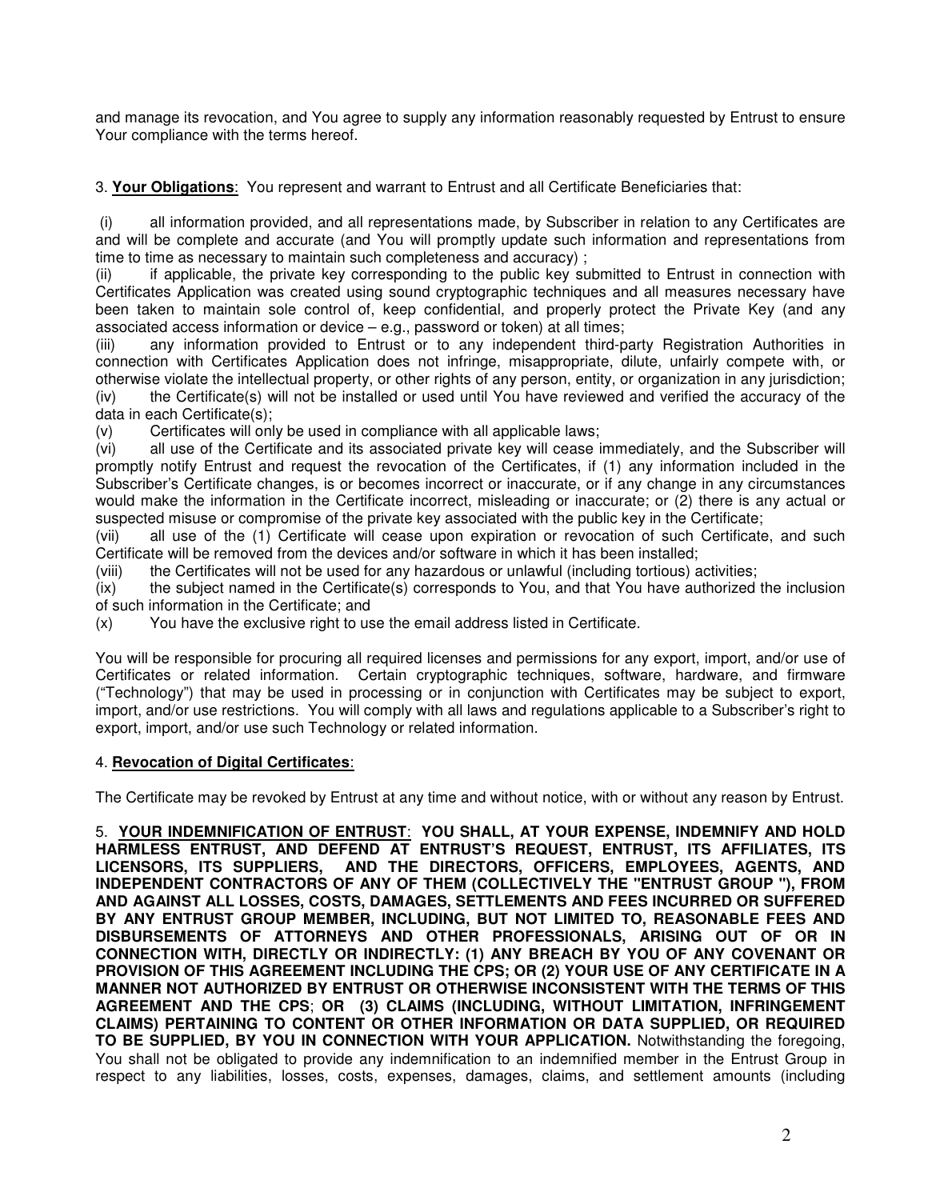and manage its revocation, and You agree to supply any information reasonably requested by Entrust to ensure Your compliance with the terms hereof.

3. **<u>Your Obligations</u>**: You represent and warrant to Entrust and all Certificate Beneficiaries that:

(i) all information provided, and all representations made, by Subscriber in relation to any Certificates are and will be complete and accurate (and You will promptly update such information and representations from time to time as necessary to maintain such completeness and accuracy) ;
(ii) if applicable, the private key corresponding to the public key submitted to Entrust in connection with Certificates Application was created using sound cryptographic techniques and all measures necessary have been taken to maintain sole control of, keep confidential, and properly protect the Private Key (and any associated access information or device – e.g., password or token) at all times;
(iii) any information provided to Entrust or to any independent third-party Registration Authorities in connection with Certificates Application does not infringe, misappropriate, dilute, unfairly compete with, or otherwise violate the intellectual property, or other rights of any person, entity, or organization in any jurisdiction;
(iv) the Certificate(s) will not be installed or used until You have reviewed and verified the accuracy of the data in each Certificate(s);
(v) Certificates will only be used in compliance with all applicable laws;
(vi) all use of the Certificate and its associated private key will cease immediately, and the Subscriber will promptly notify Entrust and request the revocation of the Certificates, if (1) any information included in the Subscriber's Certificate changes, is or becomes incorrect or inaccurate, or if any change in any circumstances would make the information in the Certificate incorrect, misleading or inaccurate; or (2) there is any actual or suspected misuse or compromise of the private key associated with the public key in the Certificate;
(vii) all use of the (1) Certificate will cease upon expiration or revocation of such Certificate, and such Certificate will be removed from the devices and/or software in which it has been installed;
(viii) the Certificates will not be used for any hazardous or unlawful (including tortious) activities;
(ix) the subject named in the Certificate(s) corresponds to You, and that You have authorized the inclusion of such information in the Certificate; and
(x) You have the exclusive right to use the email address listed in Certificate.

You will be responsible for procuring all required licenses and permissions for any export, import, and/or use of Certificates or related information. Certain cryptographic techniques, software, hardware, and firmware ("Technology") that may be used in processing or in conjunction with Certificates may be subject to export, import, and/or use restrictions. You will comply with all laws and regulations applicable to a Subscriber's right to export, import, and/or use such Technology or related information.

4. **<u>Revocation of Digital Certificates</u>**:

The Certificate may be revoked by Entrust at any time and without notice, with or without any reason by Entrust.

5. **<u>YOUR INDEMNIFICATION OF ENTRUST</u>: YOU SHALL, AT YOUR EXPENSE, INDEMNIFY AND HOLD HARMLESS ENTRUST, AND DEFEND AT ENTRUST'S REQUEST, ENTRUST, ITS AFFILIATES, ITS LICENSORS, ITS SUPPLIERS, AND THE DIRECTORS, OFFICERS, EMPLOYEES, AGENTS, AND INDEPENDENT CONTRACTORS OF ANY OF THEM (COLLECTIVELY THE "ENTRUST GROUP "), FROM AND AGAINST ALL LOSSES, COSTS, DAMAGES, SETTLEMENTS AND FEES INCURRED OR SUFFERED BY ANY ENTRUST GROUP MEMBER, INCLUDING, BUT NOT LIMITED TO, REASONABLE FEES AND DISBURSEMENTS OF ATTORNEYS AND OTHER PROFESSIONALS, ARISING OUT OF OR IN CONNECTION WITH, DIRECTLY OR INDIRECTLY: (1) ANY BREACH BY YOU OF ANY COVENANT OR PROVISION OF THIS AGREEMENT INCLUDING THE CPS; OR (2) YOUR USE OF ANY CERTIFICATE IN A MANNER NOT AUTHORIZED BY ENTRUST OR OTHERWISE INCONSISTENT WITH THE TERMS OF THIS AGREEMENT AND THE CPS; OR (3) CLAIMS (INCLUDING, WITHOUT LIMITATION, INFRINGEMENT CLAIMS) PERTAINING TO CONTENT OR OTHER INFORMATION OR DATA SUPPLIED, OR REQUIRED TO BE SUPPLIED, BY YOU IN CONNECTION WITH YOUR APPLICATION.** Notwithstanding the foregoing, You shall not be obligated to provide any indemnification to an indemnified member in the Entrust Group in respect to any liabilities, losses, costs, expenses, damages, claims, and settlement amounts (including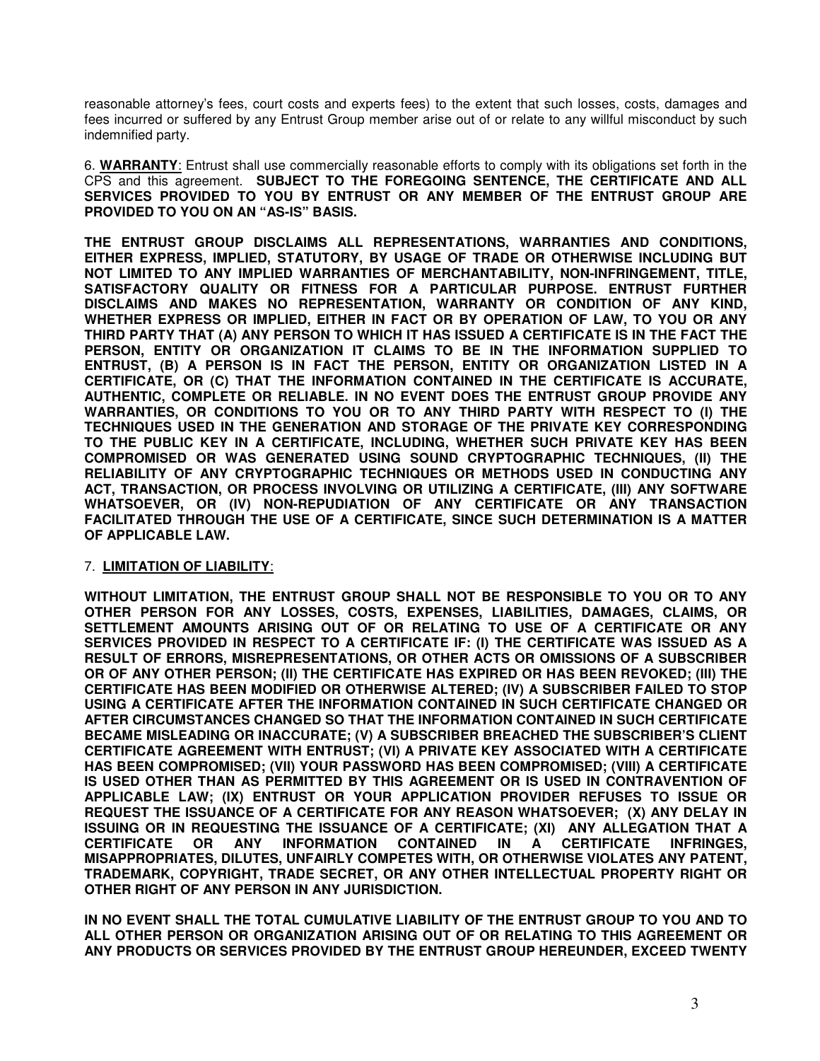reasonable attorney's fees, court costs and experts fees) to the extent that such losses, costs, damages and fees incurred or suffered by any Entrust Group member arise out of or relate to any willful misconduct by such indemnified party.

6. **WARRANTY**: Entrust shall use commercially reasonable efforts to comply with its obligations set forth in the CPS and this agreement. **SUBJECT TO THE FOREGOING SENTENCE, THE CERTIFICATE AND ALL SERVICES PROVIDED TO YOU BY ENTRUST OR ANY MEMBER OF THE ENTRUST GROUP ARE PROVIDED TO YOU ON AN "AS-IS" BASIS.**

**THE ENTRUST GROUP DISCLAIMS ALL REPRESENTATIONS, WARRANTIES AND CONDITIONS, EITHER EXPRESS, IMPLIED, STATUTORY, BY USAGE OF TRADE OR OTHERWISE INCLUDING BUT NOT LIMITED TO ANY IMPLIED WARRANTIES OF MERCHANTABILITY, NON-INFRINGEMENT, TITLE, SATISFACTORY QUALITY OR FITNESS FOR A PARTICULAR PURPOSE. ENTRUST FURTHER DISCLAIMS AND MAKES NO REPRESENTATION, WARRANTY OR CONDITION OF ANY KIND, WHETHER EXPRESS OR IMPLIED, EITHER IN FACT OR BY OPERATION OF LAW, TO YOU OR ANY THIRD PARTY THAT (A) ANY PERSON TO WHICH IT HAS ISSUED A CERTIFICATE IS IN THE FACT THE PERSON, ENTITY OR ORGANIZATION IT CLAIMS TO BE IN THE INFORMATION SUPPLIED TO ENTRUST, (B) A PERSON IS IN FACT THE PERSON, ENTITY OR ORGANIZATION LISTED IN A CERTIFICATE, OR (C) THAT THE INFORMATION CONTAINED IN THE CERTIFICATE IS ACCURATE, AUTHENTIC, COMPLETE OR RELIABLE. IN NO EVENT DOES THE ENTRUST GROUP PROVIDE ANY WARRANTIES, OR CONDITIONS TO YOU OR TO ANY THIRD PARTY WITH RESPECT TO (I) THE TECHNIQUES USED IN THE GENERATION AND STORAGE OF THE PRIVATE KEY CORRESPONDING TO THE PUBLIC KEY IN A CERTIFICATE, INCLUDING, WHETHER SUCH PRIVATE KEY HAS BEEN COMPROMISED OR WAS GENERATED USING SOUND CRYPTOGRAPHIC TECHNIQUES, (II) THE RELIABILITY OF ANY CRYPTOGRAPHIC TECHNIQUES OR METHODS USED IN CONDUCTING ANY ACT, TRANSACTION, OR PROCESS INVOLVING OR UTILIZING A CERTIFICATE, (III) ANY SOFTWARE WHATSOEVER, OR (IV) NON-REPUDIATION OF ANY CERTIFICATE OR ANY TRANSACTION FACILITATED THROUGH THE USE OF A CERTIFICATE, SINCE SUCH DETERMINATION IS A MATTER OF APPLICABLE LAW.**

7. **LIMITATION OF LIABILITY**:

**WITHOUT LIMITATION, THE ENTRUST GROUP SHALL NOT BE RESPONSIBLE TO YOU OR TO ANY OTHER PERSON FOR ANY LOSSES, COSTS, EXPENSES, LIABILITIES, DAMAGES, CLAIMS, OR SETTLEMENT AMOUNTS ARISING OUT OF OR RELATING TO USE OF A CERTIFICATE OR ANY SERVICES PROVIDED IN RESPECT TO A CERTIFICATE IF: (I) THE CERTIFICATE WAS ISSUED AS A RESULT OF ERRORS, MISREPRESENTATIONS, OR OTHER ACTS OR OMISSIONS OF A SUBSCRIBER OR OF ANY OTHER PERSON; (II) THE CERTIFICATE HAS EXPIRED OR HAS BEEN REVOKED; (III) THE CERTIFICATE HAS BEEN MODIFIED OR OTHERWISE ALTERED; (IV) A SUBSCRIBER FAILED TO STOP USING A CERTIFICATE AFTER THE INFORMATION CONTAINED IN SUCH CERTIFICATE CHANGED OR AFTER CIRCUMSTANCES CHANGED SO THAT THE INFORMATION CONTAINED IN SUCH CERTIFICATE BECAME MISLEADING OR INACCURATE; (V) A SUBSCRIBER BREACHED THE SUBSCRIBER'S CLIENT CERTIFICATE AGREEMENT WITH ENTRUST; (VI) A PRIVATE KEY ASSOCIATED WITH A CERTIFICATE HAS BEEN COMPROMISED; (VII) YOUR PASSWORD HAS BEEN COMPROMISED; (VIII) A CERTIFICATE IS USED OTHER THAN AS PERMITTED BY THIS AGREEMENT OR IS USED IN CONTRAVENTION OF APPLICABLE LAW; (IX) ENTRUST OR YOUR APPLICATION PROVIDER REFUSES TO ISSUE OR REQUEST THE ISSUANCE OF A CERTIFICATE FOR ANY REASON WHATSOEVER; (X) ANY DELAY IN ISSUING OR IN REQUESTING THE ISSUANCE OF A CERTIFICATE; (XI) ANY ALLEGATION THAT A CERTIFICATE OR ANY INFORMATION CONTAINED IN A CERTIFICATE INFRINGES, MISAPPROPRIATES, DILUTES, UNFAIRLY COMPETES WITH, OR OTHERWISE VIOLATES ANY PATENT, TRADEMARK, COPYRIGHT, TRADE SECRET, OR ANY OTHER INTELLECTUAL PROPERTY RIGHT OR OTHER RIGHT OF ANY PERSON IN ANY JURISDICTION.**

**IN NO EVENT SHALL THE TOTAL CUMULATIVE LIABILITY OF THE ENTRUST GROUP TO YOU AND TO ALL OTHER PERSON OR ORGANIZATION ARISING OUT OF OR RELATING TO THIS AGREEMENT OR ANY PRODUCTS OR SERVICES PROVIDED BY THE ENTRUST GROUP HEREUNDER, EXCEED TWENTY**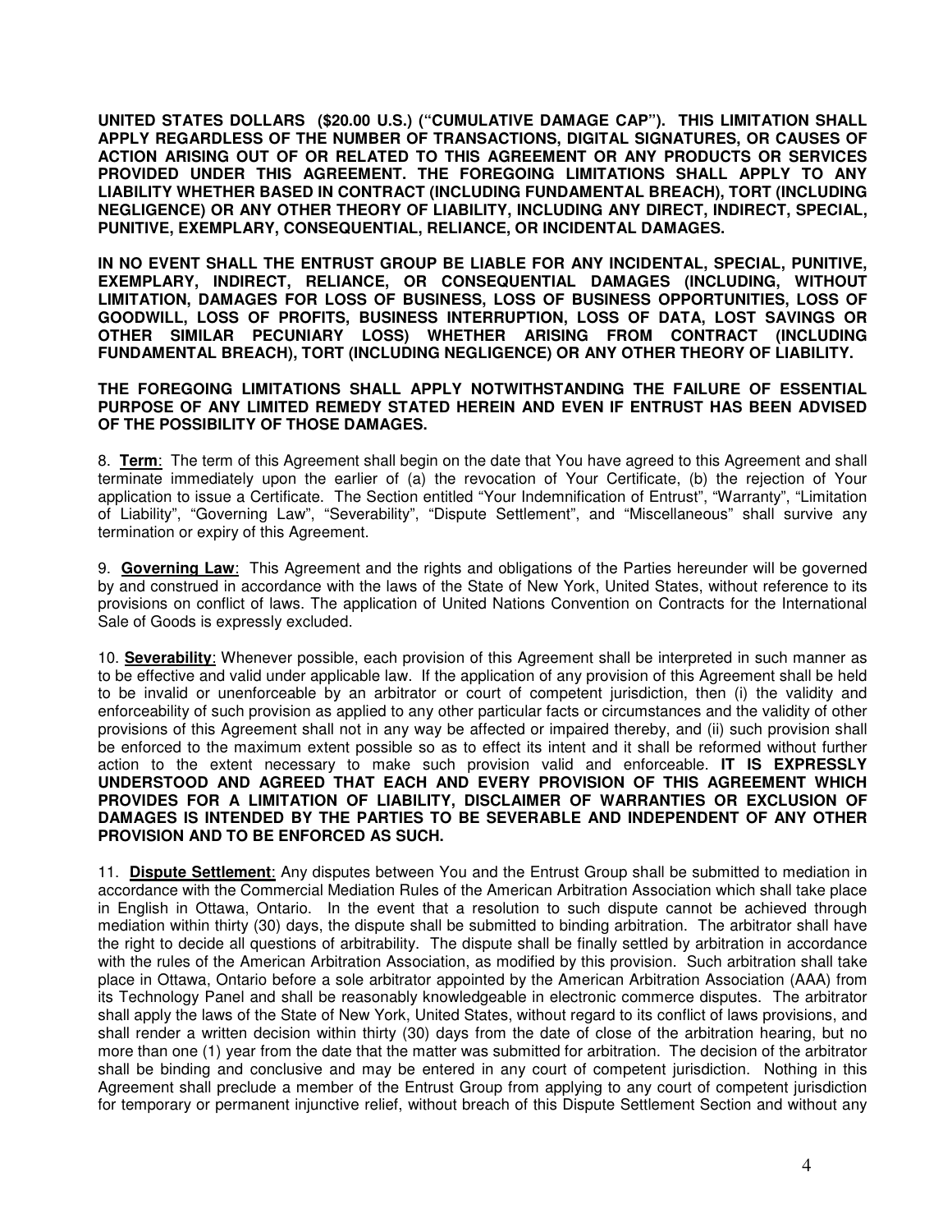**UNITED STATES DOLLARS ($20.00 U.S.) ("CUMULATIVE DAMAGE CAP"). THIS LIMITATION SHALL APPLY REGARDLESS OF THE NUMBER OF TRANSACTIONS, DIGITAL SIGNATURES, OR CAUSES OF ACTION ARISING OUT OF OR RELATED TO THIS AGREEMENT OR ANY PRODUCTS OR SERVICES PROVIDED UNDER THIS AGREEMENT. THE FOREGOING LIMITATIONS SHALL APPLY TO ANY LIABILITY WHETHER BASED IN CONTRACT (INCLUDING FUNDAMENTAL BREACH), TORT (INCLUDING NEGLIGENCE) OR ANY OTHER THEORY OF LIABILITY, INCLUDING ANY DIRECT, INDIRECT, SPECIAL, PUNITIVE, EXEMPLARY, CONSEQUENTIAL, RELIANCE, OR INCIDENTAL DAMAGES.**

**IN NO EVENT SHALL THE ENTRUST GROUP BE LIABLE FOR ANY INCIDENTAL, SPECIAL, PUNITIVE, EXEMPLARY, INDIRECT, RELIANCE, OR CONSEQUENTIAL DAMAGES (INCLUDING, WITHOUT LIMITATION, DAMAGES FOR LOSS OF BUSINESS, LOSS OF BUSINESS OPPORTUNITIES, LOSS OF GOODWILL, LOSS OF PROFITS, BUSINESS INTERRUPTION, LOSS OF DATA, LOST SAVINGS OR OTHER SIMILAR PECUNIARY LOSS) WHETHER ARISING FROM CONTRACT (INCLUDING FUNDAMENTAL BREACH), TORT (INCLUDING NEGLIGENCE) OR ANY OTHER THEORY OF LIABILITY.**

**THE FOREGOING LIMITATIONS SHALL APPLY NOTWITHSTANDING THE FAILURE OF ESSENTIAL PURPOSE OF ANY LIMITED REMEDY STATED HEREIN AND EVEN IF ENTRUST HAS BEEN ADVISED OF THE POSSIBILITY OF THOSE DAMAGES.**

8. **Term**: The term of this Agreement shall begin on the date that You have agreed to this Agreement and shall terminate immediately upon the earlier of (a) the revocation of Your Certificate, (b) the rejection of Your application to issue a Certificate. The Section entitled "Your Indemnification of Entrust", "Warranty", "Limitation of Liability", "Governing Law", "Severability", "Dispute Settlement", and "Miscellaneous" shall survive any termination or expiry of this Agreement.

9. **Governing Law**: This Agreement and the rights and obligations of the Parties hereunder will be governed by and construed in accordance with the laws of the State of New York, United States, without reference to its provisions on conflict of laws. The application of United Nations Convention on Contracts for the International Sale of Goods is expressly excluded.

10. **Severability**: Whenever possible, each provision of this Agreement shall be interpreted in such manner as to be effective and valid under applicable law. If the application of any provision of this Agreement shall be held to be invalid or unenforceable by an arbitrator or court of competent jurisdiction, then (i) the validity and enforceability of such provision as applied to any other particular facts or circumstances and the validity of other provisions of this Agreement shall not in any way be affected or impaired thereby, and (ii) such provision shall be enforced to the maximum extent possible so as to effect its intent and it shall be reformed without further action to the extent necessary to make such provision valid and enforceable. **IT IS EXPRESSLY UNDERSTOOD AND AGREED THAT EACH AND EVERY PROVISION OF THIS AGREEMENT WHICH PROVIDES FOR A LIMITATION OF LIABILITY, DISCLAIMER OF WARRANTIES OR EXCLUSION OF DAMAGES IS INTENDED BY THE PARTIES TO BE SEVERABLE AND INDEPENDENT OF ANY OTHER PROVISION AND TO BE ENFORCED AS SUCH.**

11. **Dispute Settlement**: Any disputes between You and the Entrust Group shall be submitted to mediation in accordance with the Commercial Mediation Rules of the American Arbitration Association which shall take place in English in Ottawa, Ontario. In the event that a resolution to such dispute cannot be achieved through mediation within thirty (30) days, the dispute shall be submitted to binding arbitration. The arbitrator shall have the right to decide all questions of arbitrability. The dispute shall be finally settled by arbitration in accordance with the rules of the American Arbitration Association, as modified by this provision. Such arbitration shall take place in Ottawa, Ontario before a sole arbitrator appointed by the American Arbitration Association (AAA) from its Technology Panel and shall be reasonably knowledgeable in electronic commerce disputes. The arbitrator shall apply the laws of the State of New York, United States, without regard to its conflict of laws provisions, and shall render a written decision within thirty (30) days from the date of close of the arbitration hearing, but no more than one (1) year from the date that the matter was submitted for arbitration. The decision of the arbitrator shall be binding and conclusive and may be entered in any court of competent jurisdiction. Nothing in this Agreement shall preclude a member of the Entrust Group from applying to any court of competent jurisdiction for temporary or permanent injunctive relief, without breach of this Dispute Settlement Section and without any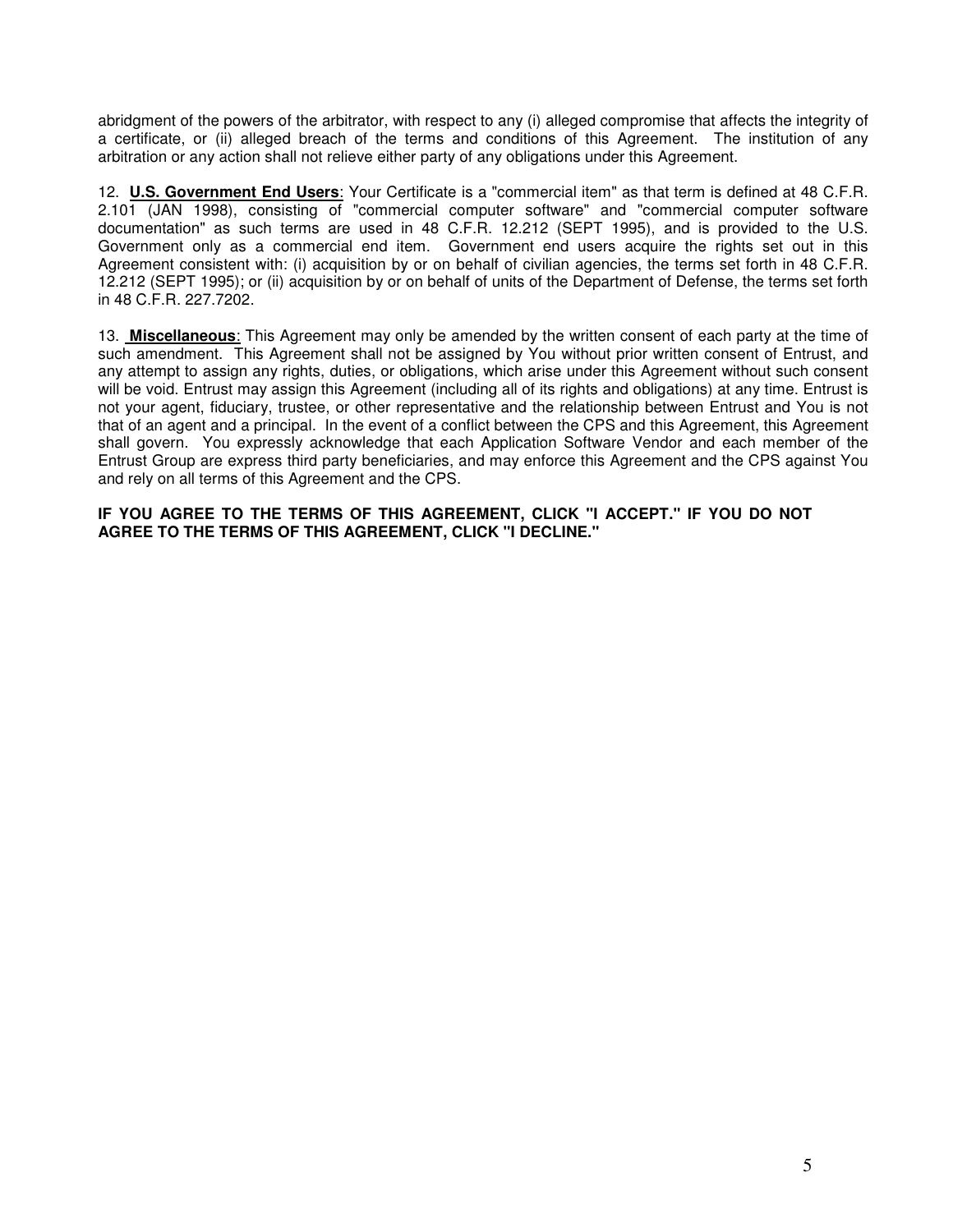abridgment of the powers of the arbitrator, with respect to any (i) alleged compromise that affects the integrity of a certificate, or (ii) alleged breach of the terms and conditions of this Agreement. The institution of any arbitration or any action shall not relieve either party of any obligations under this Agreement.

12. **U.S. Government End Users**: Your Certificate is a "commercial item" as that term is defined at 48 C.F.R. 2.101 (JAN 1998), consisting of "commercial computer software" and "commercial computer software documentation" as such terms are used in 48 C.F.R. 12.212 (SEPT 1995), and is provided to the U.S. Government only as a commercial end item. Government end users acquire the rights set out in this Agreement consistent with: (i) acquisition by or on behalf of civilian agencies, the terms set forth in 48 C.F.R. 12.212 (SEPT 1995); or (ii) acquisition by or on behalf of units of the Department of Defense, the terms set forth in 48 C.F.R. 227.7202.

13. **Miscellaneous**: This Agreement may only be amended by the written consent of each party at the time of such amendment. This Agreement shall not be assigned by You without prior written consent of Entrust, and any attempt to assign any rights, duties, or obligations, which arise under this Agreement without such consent will be void. Entrust may assign this Agreement (including all of its rights and obligations) at any time. Entrust is not your agent, fiduciary, trustee, or other representative and the relationship between Entrust and You is not that of an agent and a principal. In the event of a conflict between the CPS and this Agreement, this Agreement shall govern. You expressly acknowledge that each Application Software Vendor and each member of the Entrust Group are express third party beneficiaries, and may enforce this Agreement and the CPS against You and rely on all terms of this Agreement and the CPS.

**IF YOU AGREE TO THE TERMS OF THIS AGREEMENT, CLICK "I ACCEPT." IF YOU DO NOT AGREE TO THE TERMS OF THIS AGREEMENT, CLICK "I DECLINE."**